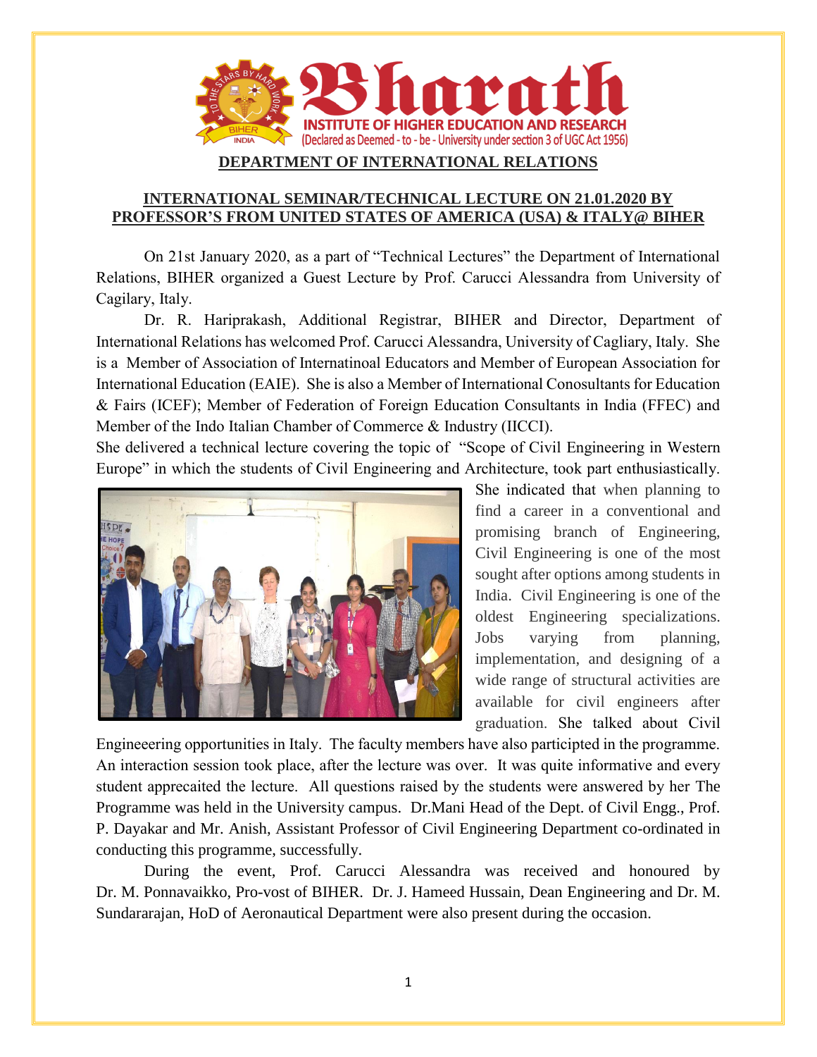**DEPARTMENT OF INTERNATIONAL RELATIONS**

## INTERNATIONAL SEMINAR/TECHNICAL LECTURE ON 21.01.2020 BY PROFESSOR'S FROM UNITED STATES OF AMERICA (USA) & ITALY@ BIHER

On 21st January 2020, as a part of "Technical Lectures" the Department of International Relations, BIHER organized a Guest Lecture by Prof. Carucci Alessandra from University of Cagilary, Italy.

Dr. R. Hariprakash, Additional Registrar, BIHER and Director, Department of International Relations has welcomed Prof. Carucci Alessandra, University of Cagliary, Italy. She is a Member of Association of Internatinoal Educators and Member of European Association for International Education (EAIE). She is also a Member of International Conosultants for Education & Fairs (ICEF); Member of Federation of Foreign Education Consultants in India (FFEC) and Member of the Indo Italian Chamber of Commerce & Industry (IICCI).

She delivered a technical lecture covering the topic of "Scope of Civil Engineering in Western Europe" in which the students of Civil Engineering and Architecture, took part enthusiastically. She indicated that when planning to find a career in a conventional and promising branch of Engineering, Civil Engineering is one of the most sought after options among students in India. Civil Engineering is one of the oldest Engineering specializations. Jobs varying from planning, implementation, and designing of a wide range of structural activities are available for civil engineers after graduation. She talked about Civil Engineeering opportunities in Italy. The faculty members have also participted in the programme. An interaction session took place, after the lecture was over. It was quite informative and every student apprecaited the lecture. All questions raised by the students were answered by her The Programme was held in the University campus. Dr.Mani Head of the Dept. of Civil Engg., Prof. P. Dayakar and Mr. Anish, Assistant Professor of Civil Engineering Department co-ordinated in conducting this programme, successfully.

During the event, Prof. Carucci Alessandra was received and honoured by Dr. M. Ponnavaikko, Pro-vost of BIHER. Dr. J. Hameed Hussain, Dean Engineering and Dr. M. Sundararajan, HoD of Aeronautical Department were also present during the occasion.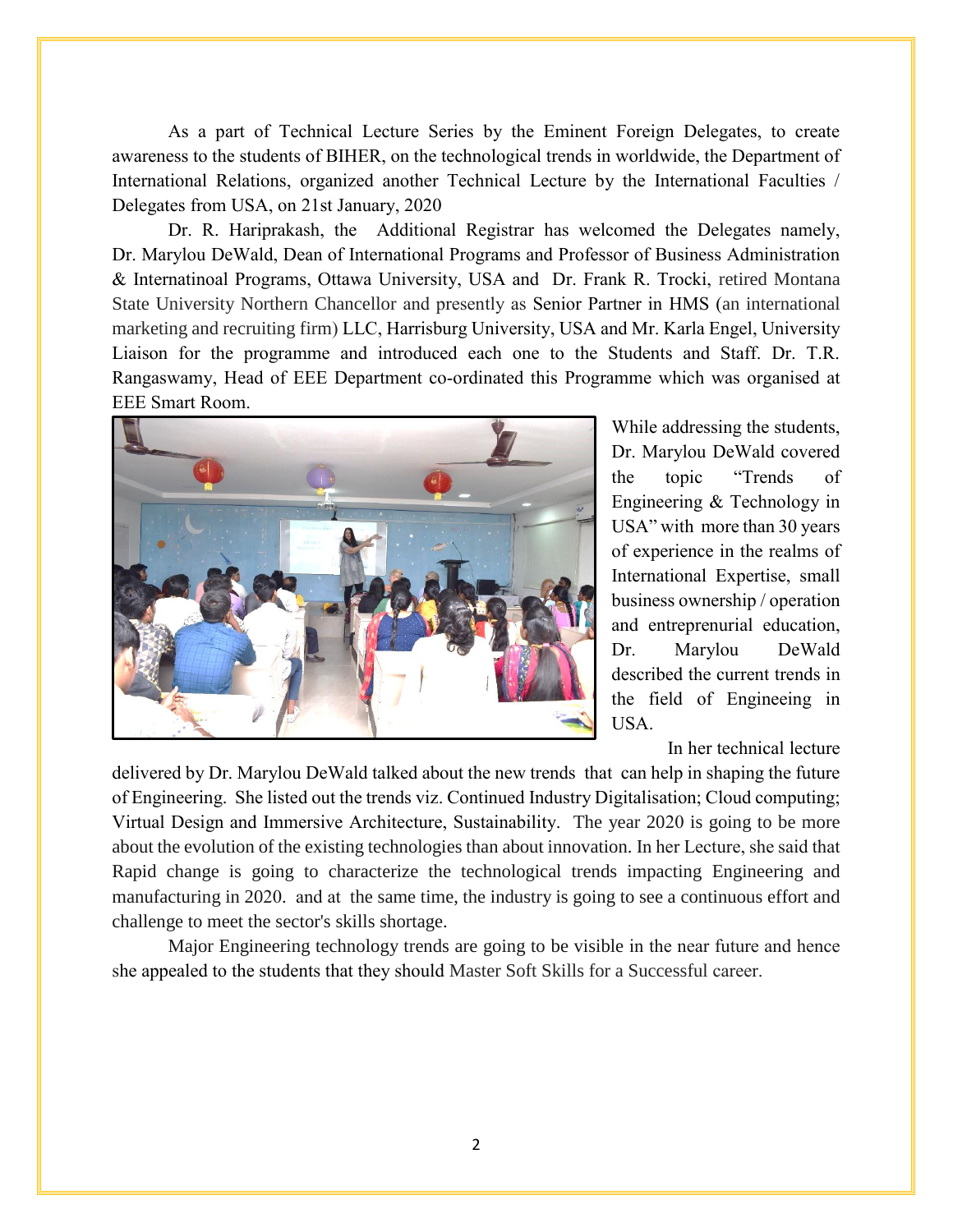As a part of Technical Lecture Series by the Eminent Foreign Delegates, to create awareness to the students of BIHER, on the technological trends in worldwide, the Department of International Relations, organized another Technical Lecture by the International Faculties / Delegates from USA, on 21st January, 2020

Dr. R. Hariprakash, the Additional Registrar has welcomed the Delegates namely, Dr. Marylou DeWald, Dean of International Programs and Professor of Business Administration & Internatinoal Programs, Ottawa University, USA and Dr. Frank R. Trocki, retired Montana State University Northern Chancellor and presently as Senior Partner in HMS (an international marketing and recruiting firm) LLC, Harrisburg University, USA and Mr. Karla Engel, University Liaison for the programme and introduced each one to the Students and Staff. Dr. T.R. Rangaswamy, Head of EEE Department co-ordinated this Programme which was organised at EEE Smart Room.

While addressing the students, Dr. Marylou DeWald covered the topic "Trends of Engineering & Technology in USA" with more than 30 years of experience in the realms of International Expertise, small business ownership / operation and entreprenurial education, Dr. Marylou DeWald described the current trends in the field of Engineeing in USA.

In her technical lecture delivered by Dr. Marylou DeWald talked about the new trends that can help in shaping the future of Engineering. She listed out the trends viz. Continued Industry Digitalisation; Cloud computing; Virtual Design and Immersive Architecture, Sustainability. The year 2020 is going to be more about the evolution of the existing technologies than about innovation. In her Lecture, she said that Rapid change is going to characterize the technological trends impacting Engineering and manufacturing in 2020. and at the same time, the industry is going to see a continuous effort and challenge to meet the sector's skills shortage.

Major Engineering technology trends are going to be visible in the near future and hence she appealed to the students that they should Master Soft Skills for a Successful career.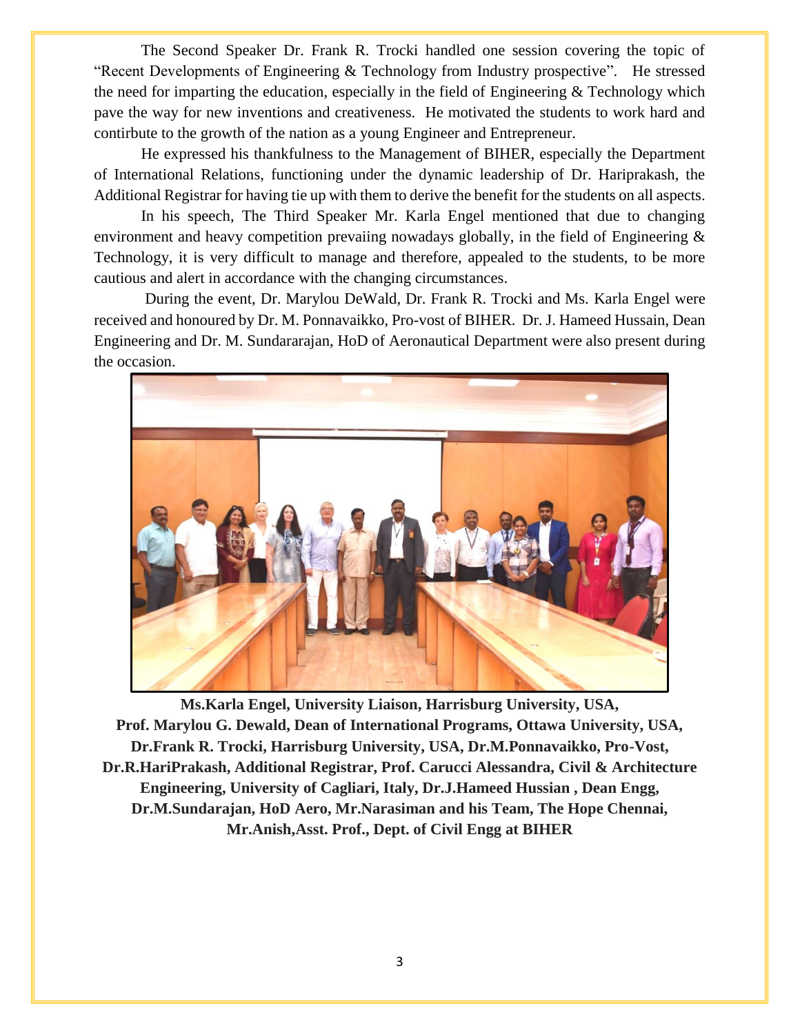The Second Speaker Dr. Frank R. Trocki handled one session covering the topic of "Recent Developments of Engineering & Technology from Industry prospective". He stressed the need for imparting the education, especially in the field of Engineering & Technology which pave the way for new inventions and creativeness. He motivated the students to work hard and contirbute to the growth of the nation as a young Engineer and Entrepreneur.

He expressed his thankfulness to the Management of BIHER, especially the Department of International Relations, functioning under the dynamic leadership of Dr. Hariprakash, the Additional Registrar for having tie up with them to derive the benefit for the students on all aspects.

In his speech, The Third Speaker Mr. Karla Engel mentioned that due to changing environment and heavy competition prevaiing nowadays globally, in the field of Engineering & Technology, it is very difficult to manage and therefore, appealed to the students, to be more cautious and alert in accordance with the changing circumstances.

During the event, Dr. Marylou DeWald, Dr. Frank R. Trocki and Ms. Karla Engel were received and honoured by Dr. M. Ponnavaikko, Pro-vost of BIHER. Dr. J. Hameed Hussain, Dean Engineering and Dr. M. Sundararajan, HoD of Aeronautical Department were also present during the occasion.

**Ms.Karla Engel, University Liaison, Harrisburg University, USA, Prof. Marylou G. Dewald, Dean of International Programs, Ottawa University, USA, Dr.Frank R. Trocki, Harrisburg University, USA, Dr.M.Ponnavaikko, Pro-Vost, Dr.R.HariPrakash, Additional Registrar, Prof. Carucci Alessandra, Civil & Architecture Engineering, University of Cagliari, Italy, Dr.J.Hameed Hussian , Dean Engg, Dr.M.Sundarajan, HoD Aero, Mr.Narasiman and his Team, The Hope Chennai, Mr.Anish,Asst. Prof., Dept. of Civil Engg at BIHER**